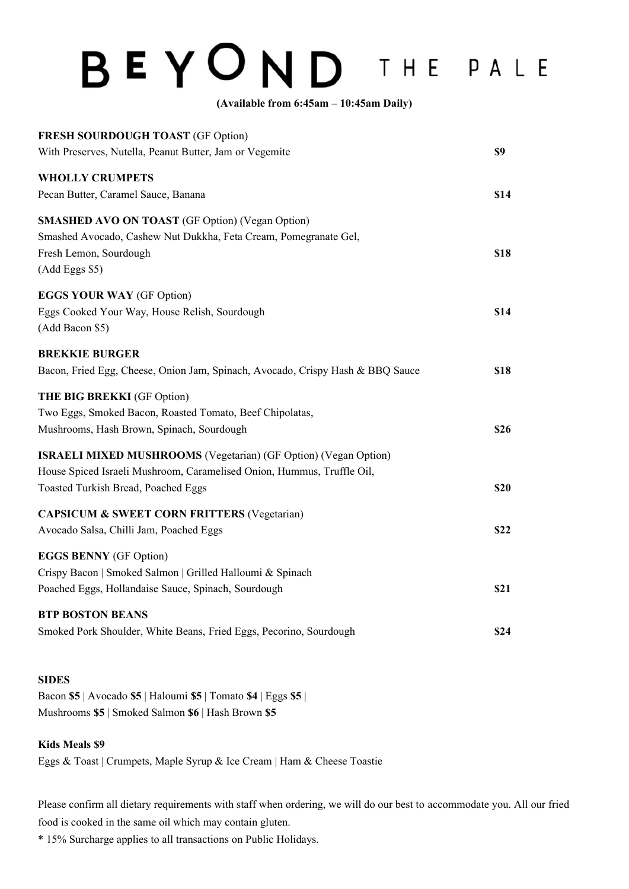# BEYOND THE PALE

**(Available from 6:45am – 10:45am Daily)**

**FRESH SOURDOUGH TOAST** (GF Option)
With Preserves, Nutella, Peanut Butter, Jam or Vegemite **$9**

**WHOLLY CRUMPETS**
Pecan Butter, Caramel Sauce, Banana **$14**

**SMASHED AVO ON TOAST** (GF Option) (Vegan Option)
Smashed Avocado, Cashew Nut Dukkha, Feta Cream, Pomegranate Gel,
Fresh Lemon, Sourdough **$18**
(Add Eggs $5)

**EGGS YOUR WAY** (GF Option)
Eggs Cooked Your Way, House Relish, Sourdough **$14**
(Add Bacon $5)

**BREKKIE BURGER**
Bacon, Fried Egg, Cheese, Onion Jam, Spinach, Avocado, Crispy Hash & BBQ Sauce **$18**

**THE BIG BREKKI** (GF Option)
Two Eggs, Smoked Bacon, Roasted Tomato, Beef Chipolatas,
Mushrooms, Hash Brown, Spinach, Sourdough **$26**

**ISRAELI MIXED MUSHROOMS** (Vegetarian) (GF Option) (Vegan Option)
House Spiced Israeli Mushroom, Caramelised Onion, Hummus, Truffle Oil,
Toasted Turkish Bread, Poached Eggs **$20**

**CAPSICUM & SWEET CORN FRITTERS** (Vegetarian)
Avocado Salsa, Chilli Jam, Poached Eggs **$22**

**EGGS BENNY** (GF Option)
Crispy Bacon | Smoked Salmon | Grilled Halloumi & Spinach
Poached Eggs, Hollandaise Sauce, Spinach, Sourdough **$21**

**BTP BOSTON BEANS**
Smoked Pork Shoulder, White Beans, Fried Eggs, Pecorino, Sourdough **$24**

**SIDES**
Bacon **$5** | Avocado **$5** | Haloumi **$5** | Tomato **$4** | Eggs **$5** |
Mushrooms **$5** | Smoked Salmon **$6** | Hash Brown **$5**

**Kids Meals $9**
Eggs & Toast | Crumpets, Maple Syrup & Ice Cream | Ham & Cheese Toastie

Please confirm all dietary requirements with staff when ordering, we will do our best to accommodate you. All our fried food is cooked in the same oil which may contain gluten.

* 15% Surcharge applies to all transactions on Public Holidays.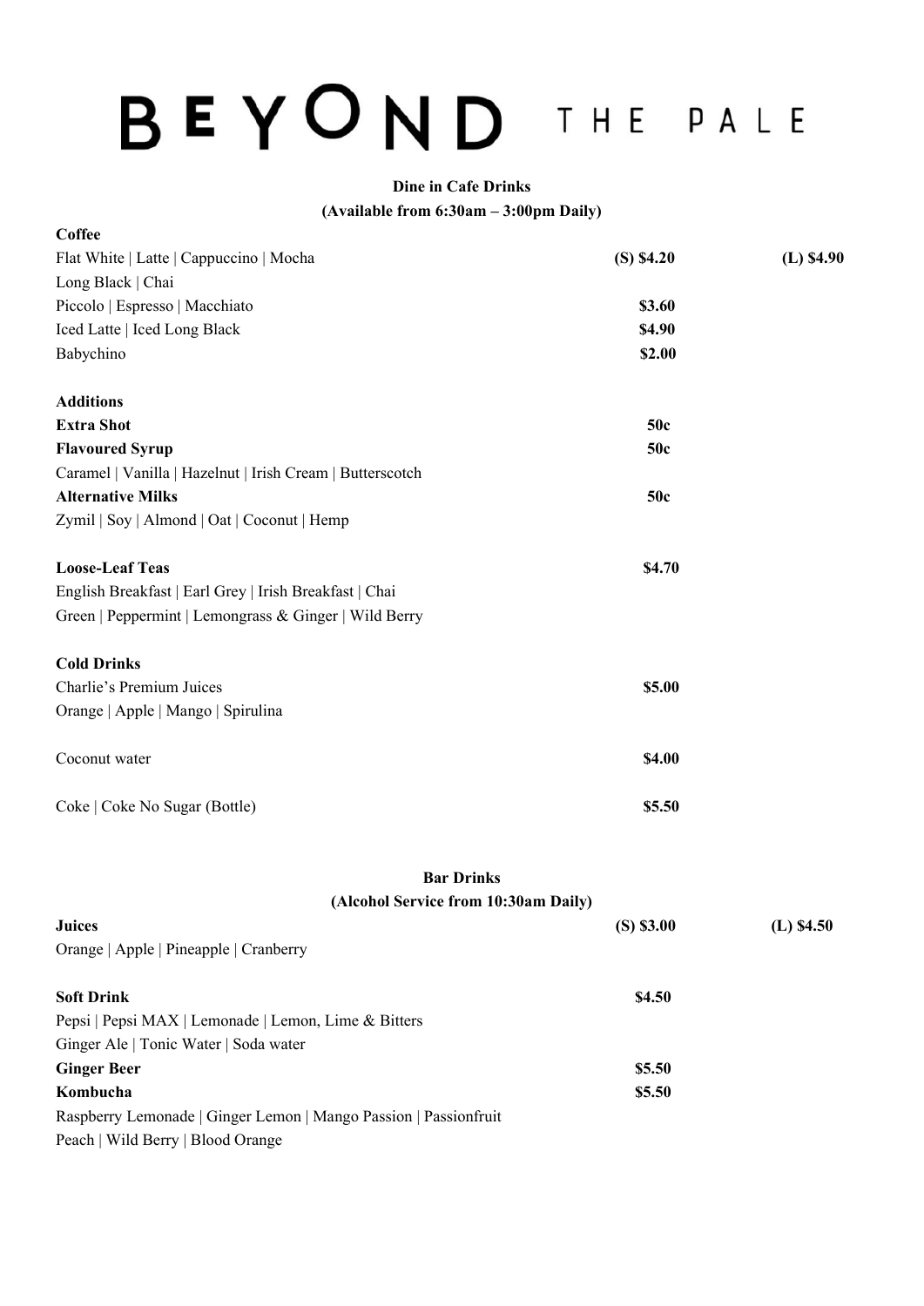# BEYOND THE PALE

## Dine in Cafe Drinks

**(Available from 6:30am – 3:00pm Daily)**

| | | |
|---|---|---|
| **Coffee** | | |
| Flat White \| Latte \| Cappuccino \| Mocha | **(S) $4.20** | **(L) $4.90** |
| Long Black \| Chai | | |
| Piccolo \| Espresso \| Macchiato | **$3.60** | |
| Iced Latte \| Iced Long Black | **$4.90** | |
| Babychino | **$2.00** | |
| | | |
| **Additions** | | |
| **Extra Shot** | **50c** | |
| **Flavoured Syrup** | **50c** | |
| Caramel \| Vanilla \| Hazelnut \| Irish Cream \| Butterscotch | | |
| **Alternative Milks** | **50c** | |
| Zymil \| Soy \| Almond \| Oat \| Coconut \| Hemp | | |
| | | |
| **Loose-Leaf Teas** | **$4.70** | |
| English Breakfast \| Earl Grey \| Irish Breakfast \| Chai | | |
| Green \| Peppermint \| Lemongrass & Ginger \| Wild Berry | | |
| | | |
| **Cold Drinks** | | |
| Charlie's Premium Juices | **$5.00** | |
| Orange \| Apple \| Mango \| Spirulina | | |
| Coconut water | **$4.00** | |
| Coke \| Coke No Sugar (Bottle) | **$5.50** | |

## Bar Drinks

**(Alcohol Service from 10:30am Daily)**

| | | |
|---|---|---|
| **Juices** | **(S) $3.00** | **(L) $4.50** |
| Orange \| Apple \| Pineapple \| Cranberry | | |
| | | |
| **Soft Drink** | **$4.50** | |
| Pepsi \| Pepsi MAX \| Lemonade \| Lemon, Lime & Bitters | | |
| Ginger Ale \| Tonic Water \| Soda water | | |
| **Ginger Beer** | **$5.50** | |
| **Kombucha** | **$5.50** | |
| Raspberry Lemonade \| Ginger Lemon \| Mango Passion \| Passionfruit | | |
| Peach \| Wild Berry \| Blood Orange | | |